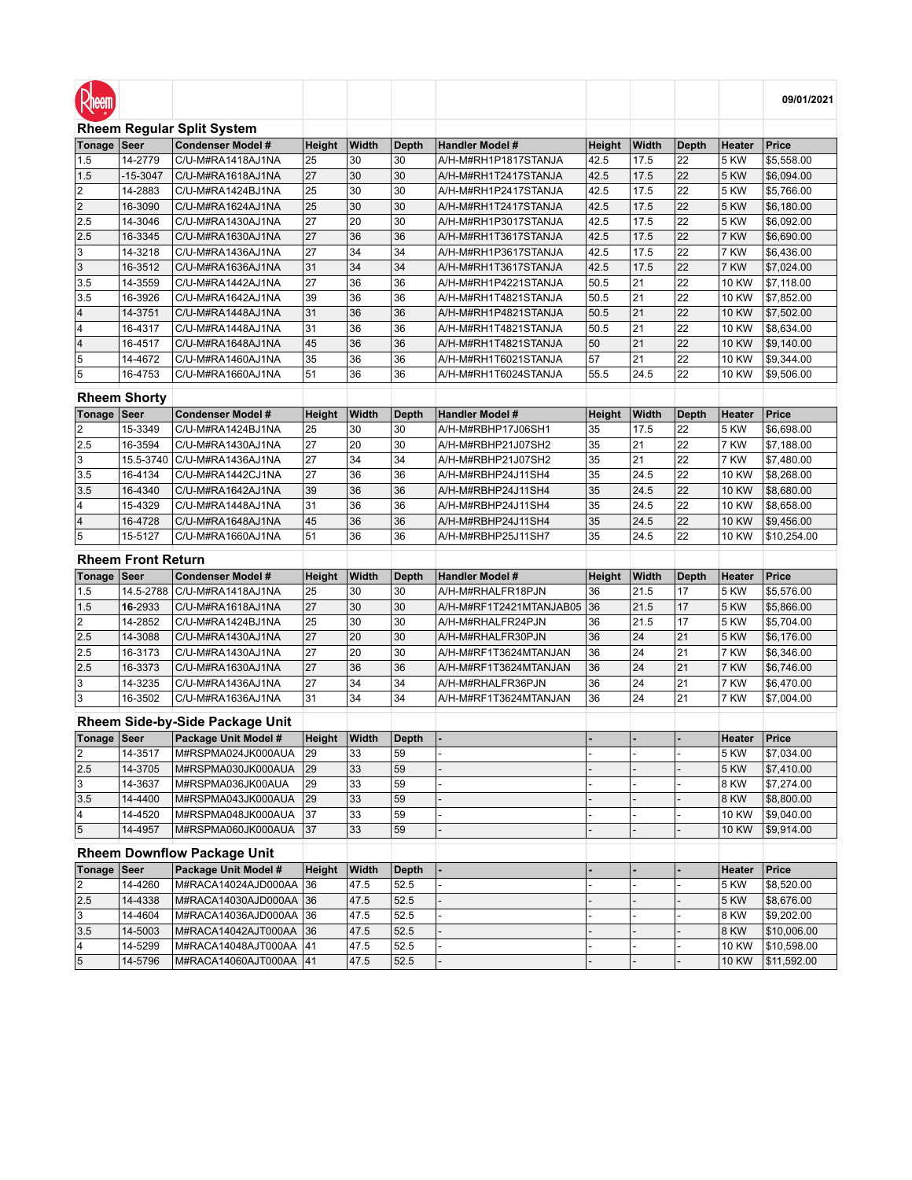Rheem

09/01/2021

## Rheem Regular Split System

| Tonage | Seer | Condenser Model # | Height | Width | Depth | Handler Model # | Height | Width | Depth | Heater | Price |
|---|---|---|---|---|---|---|---|---|---|---|---|
| 1.5 | 14-2779 | C/U-M#RA1418AJ1NA | 25 | 30 | 30 | A/H-M#RH1P1817STANJA | 42.5 | 17.5 | 22 | 5 KW | $5,558.00 |
| 1.5 | -15-3047 | C/U-M#RA1618AJ1NA | 27 | 30 | 30 | A/H-M#RH1T2417STANJA | 42.5 | 17.5 | 22 | 5 KW | $6,094.00 |
| 2 | 14-2883 | C/U-M#RA1424BJ1NA | 25 | 30 | 30 | A/H-M#RH1P2417STANJA | 42.5 | 17.5 | 22 | 5 KW | $5,766.00 |
| 2 | 16-3090 | C/U-M#RA1624AJ1NA | 25 | 30 | 30 | A/H-M#RH1T2417STANJA | 42.5 | 17.5 | 22 | 5 KW | $6,180.00 |
| 2.5 | 14-3046 | C/U-M#RA1430AJ1NA | 27 | 20 | 30 | A/H-M#RH1P3017STANJA | 42.5 | 17.5 | 22 | 5 KW | $6,092.00 |
| 2.5 | 16-3345 | C/U-M#RA1630AJ1NA | 27 | 36 | 36 | A/H-M#RH1T3617STANJA | 42.5 | 17.5 | 22 | 7 KW | $6,690.00 |
| 3 | 14-3218 | C/U-M#RA1436AJ1NA | 27 | 34 | 34 | A/H-M#RH1P3617STANJA | 42.5 | 17.5 | 22 | 7 KW | $6,436.00 |
| 3 | 16-3512 | C/U-M#RA1636AJ1NA | 31 | 34 | 34 | A/H-M#RH1T3617STANJA | 42.5 | 17.5 | 22 | 7 KW | $7,024.00 |
| 3.5 | 14-3559 | C/U-M#RA1442AJ1NA | 27 | 36 | 36 | A/H-M#RH1P4221STANJA | 50.5 | 21 | 22 | 10 KW | $7,118.00 |
| 3.5 | 16-3926 | C/U-M#RA1642AJ1NA | 39 | 36 | 36 | A/H-M#RH1T4821STANJA | 50.5 | 21 | 22 | 10 KW | $7,852.00 |
| 4 | 14-3751 | C/U-M#RA1448AJ1NA | 31 | 36 | 36 | A/H-M#RH1P4821STANJA | 50.5 | 21 | 22 | 10 KW | $7,502.00 |
| 4 | 16-4317 | C/U-M#RA1448AJ1NA | 31 | 36 | 36 | A/H-M#RH1T4821STANJA | 50.5 | 21 | 22 | 10 KW | $8,634.00 |
| 4 | 16-4517 | C/U-M#RA1648AJ1NA | 45 | 36 | 36 | A/H-M#RH1T4821STANJA | 50 | 21 | 22 | 10 KW | $9,140.00 |
| 5 | 14-4672 | C/U-M#RA1460AJ1NA | 35 | 36 | 36 | A/H-M#RH1T6021STANJA | 57 | 21 | 22 | 10 KW | $9,344.00 |
| 5 | 16-4753 | C/U-M#RA1660AJ1NA | 51 | 36 | 36 | A/H-M#RH1T6024STANJA | 55.5 | 24.5 | 22 | 10 KW | $9,506.00 |

## Rheem Shorty

| Tonage | Seer | Condenser Model # | Height | Width | Depth | Handler Model # | Height | Width | Depth | Heater | Price |
|---|---|---|---|---|---|---|---|---|---|---|---|
| 2 | 15-3349 | C/U-M#RA1424BJ1NA | 25 | 30 | 30 | A/H-M#RBHP17J06SH1 | 35 | 17.5 | 22 | 5 KW | $6,698.00 |
| 2.5 | 16-3594 | C/U-M#RA1430AJ1NA | 27 | 20 | 30 | A/H-M#RBHP21J07SH2 | 35 | 21 | 22 | 7 KW | $7,188.00 |
| 3 | 15.5-3740 | C/U-M#RA1436AJ1NA | 27 | 34 | 34 | A/H-M#RBHP21J07SH2 | 35 | 21 | 22 | 7 KW | $7,480.00 |
| 3.5 | 16-4134 | C/U-M#RA1442CJ1NA | 27 | 36 | 36 | A/H-M#RBHP24J11SH4 | 35 | 24.5 | 22 | 10 KW | $8,268.00 |
| 3.5 | 16-4340 | C/U-M#RA1642AJ1NA | 39 | 36 | 36 | A/H-M#RBHP24J11SH4 | 35 | 24.5 | 22 | 10 KW | $8,680.00 |
| 4 | 15-4329 | C/U-M#RA1448AJ1NA | 31 | 36 | 36 | A/H-M#RBHP24J11SH4 | 35 | 24.5 | 22 | 10 KW | $8,658.00 |
| 4 | 16-4728 | C/U-M#RA1648AJ1NA | 45 | 36 | 36 | A/H-M#RBHP24J11SH4 | 35 | 24.5 | 22 | 10 KW | $9,456.00 |
| 5 | 15-5127 | C/U-M#RA1660AJ1NA | 51 | 36 | 36 | A/H-M#RBHP25J11SH7 | 35 | 24.5 | 22 | 10 KW | $10,254.00 |

## Rheem Front Return

| Tonage | Seer | Condenser Model # | Height | Width | Depth | Handler Model # | Height | Width | Depth | Heater | Price |
|---|---|---|---|---|---|---|---|---|---|---|---|
| 1.5 | 14.5-2788 | C/U-M#RA1418AJ1NA | 25 | 30 | 30 | A/H-M#RHALFR18PJN | 36 | 21.5 | 17 | 5 KW | $5,576.00 |
| 1.5 | **16**-2933 | C/U-M#RA1618AJ1NA | 27 | 30 | 30 | A/H-M#RF1T2421MTANJAB05 | 36 | 21.5 | 17 | 5 KW | $5,866.00 |
| 2 | 14-2852 | C/U-M#RA1424BJ1NA | 25 | 30 | 30 | A/H-M#RHALFR24PJN | 36 | 21.5 | 17 | 5 KW | $5,704.00 |
| 2.5 | 14-3088 | C/U-M#RA1430AJ1NA | 27 | 20 | 30 | A/H-M#RHALFR30PJN | 36 | 24 | 21 | 5 KW | $6,176.00 |
| 2.5 | 16-3173 | C/U-M#RA1430AJ1NA | 27 | 20 | 30 | A/H-M#RF1T3624MTANJAN | 36 | 24 | 21 | 7 KW | $6,346.00 |
| 2.5 | 16-3373 | C/U-M#RA1630AJ1NA | 27 | 36 | 36 | A/H-M#RF1T3624MTANJAN | 36 | 24 | 21 | 7 KW | $6,746.00 |
| 3 | 14-3235 | C/U-M#RA1436AJ1NA | 27 | 34 | 34 | A/H-M#RHALFR36PJN | 36 | 24 | 21 | 7 KW | $6,470.00 |
| 3 | 16-3502 | C/U-M#RA1636AJ1NA | 31 | 34 | 34 | A/H-M#RF1T3624MTANJAN | 36 | 24 | 21 | 7 KW | $7,004.00 |

## Rheem Side-by-Side Package Unit

| Tonage | Seer | Package Unit Model # | Height | Width | Depth | - | - | - | - | Heater | Price |
|---|---|---|---|---|---|---|---|---|---|---|---|
| 2 | 14-3517 | M#RSPMA024JK000AUA | 29 | 33 | 59 | - | - | - | - | 5 KW | $7,034.00 |
| 2.5 | 14-3705 | M#RSPMA030JK000AUA | 29 | 33 | 59 | - | - | - | - | 5 KW | $7,410.00 |
| 3 | 14-3637 | M#RSPMA036JK00AUA | 29 | 33 | 59 | - | - | - | - | 8 KW | $7,274.00 |
| 3.5 | 14-4400 | M#RSPMA043JK000AUA | 29 | 33 | 59 | - | - | - | - | 8 KW | $8,800.00 |
| 4 | 14-4520 | M#RSPMA048JK000AUA | 37 | 33 | 59 | - | - | - | - | 10 KW | $9,040.00 |
| 5 | 14-4957 | M#RSPMA060JK000AUA | 37 | 33 | 59 | - | - | - | - | 10 KW | $9,914.00 |

## Rheem Downflow Package Unit

| Tonage | Seer | Package Unit Model # | Height | Width | Depth | - | - | - | - | Heater | Price |
|---|---|---|---|---|---|---|---|---|---|---|---|
| 2 | 14-4260 | M#RACA14024AJD000AA | 36 | 47.5 | 52.5 | - | - | - | - | 5 KW | $8,520.00 |
| 2.5 | 14-4338 | M#RACA14030AJD000AA | 36 | 47.5 | 52.5 | - | - | - | - | 5 KW | $8,676.00 |
| 3 | 14-4604 | M#RACA14036AJD000AA | 36 | 47.5 | 52.5 | - | - | - | - | 8 KW | $9,202.00 |
| 3.5 | 14-5003 | M#RACA14042AJT000AA | 36 | 47.5 | 52.5 | - | - | - | - | 8 KW | $10,006.00 |
| 4 | 14-5299 | M#RACA14048AJT000AA | 41 | 47.5 | 52.5 | - | - | - | - | 10 KW | $10,598.00 |
| 5 | 14-5796 | M#RACA14060AJT000AA | 41 | 47.5 | 52.5 | - | - | - | - | 10 KW | $11,592.00 |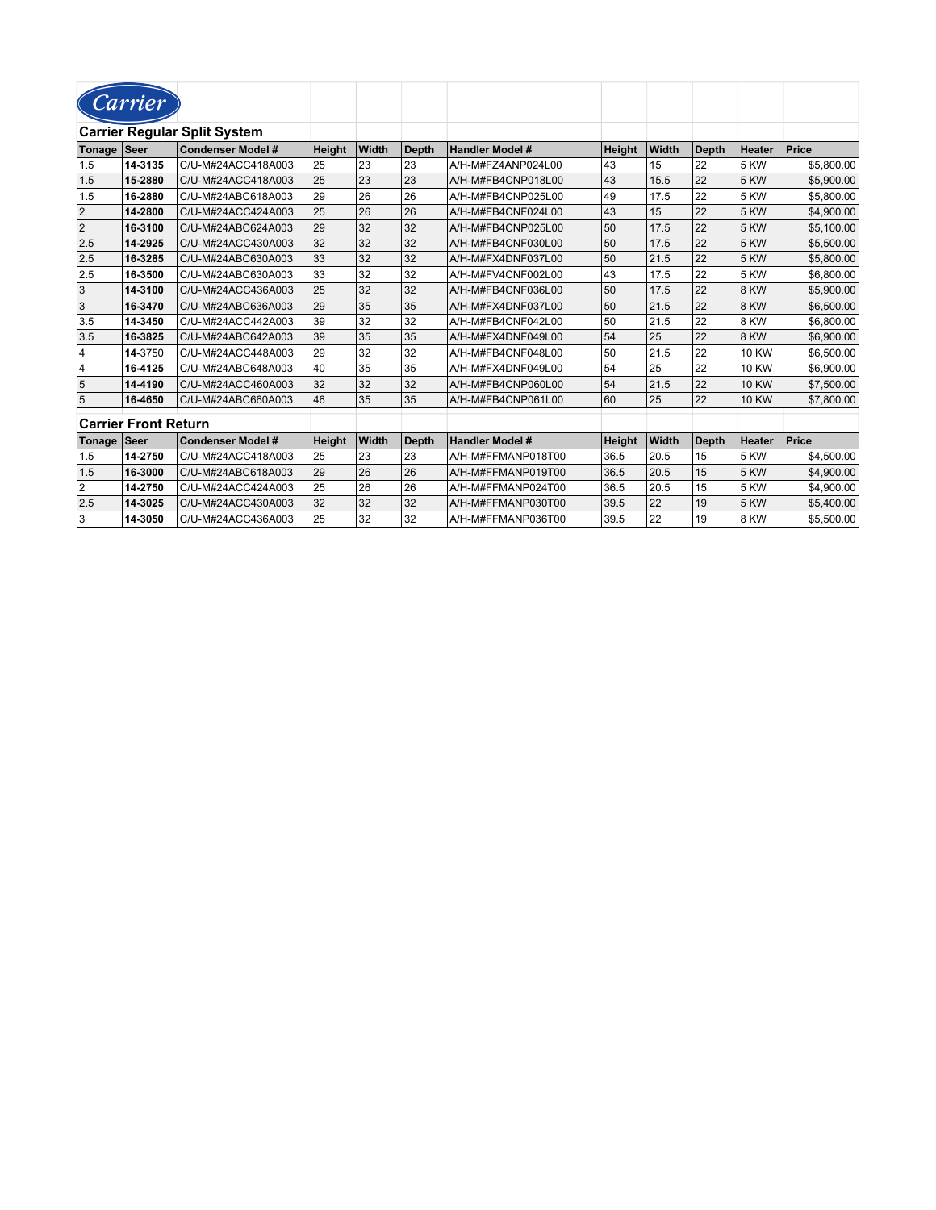Carrier

## Carrier Regular Split System

| Tonage | Seer | Condenser Model # | Height | Width | Depth | Handler Model # | Height | Width | Depth | Heater | Price |
|---|---|---|---|---|---|---|---|---|---|---|---|
| 1.5 | **14-3135** | C/U-M#24ACC418A003 | 25 | 23 | 23 | A/H-M#FZ4ANP024L00 | 43 | 15 | 22 | 5 KW | $5,800.00 |
| 1.5 | **15-2880** | C/U-M#24ACC418A003 | 25 | 23 | 23 | A/H-M#FB4CNP018L00 | 43 | 15.5 | 22 | 5 KW | $5,900.00 |
| 1.5 | **16-2880** | C/U-M#24ABC618A003 | 29 | 26 | 26 | A/H-M#FB4CNP025L00 | 49 | 17.5 | 22 | 5 KW | $5,800.00 |
| 2 | **14-2800** | C/U-M#24ACC424A003 | 25 | 26 | 26 | A/H-M#FB4CNF024L00 | 43 | 15 | 22 | 5 KW | $4,900.00 |
| 2 | **16-3100** | C/U-M#24ABC624A003 | 29 | 32 | 32 | A/H-M#FB4CNP025L00 | 50 | 17.5 | 22 | 5 KW | $5,100.00 |
| 2.5 | **14-2925** | C/U-M#24ACC430A003 | 32 | 32 | 32 | A/H-M#FB4CNF030L00 | 50 | 17.5 | 22 | 5 KW | $5,500.00 |
| 2.5 | **16-3285** | C/U-M#24ABC630A003 | 33 | 32 | 32 | A/H-M#FX4DNF037L00 | 50 | 21.5 | 22 | 5 KW | $5,800.00 |
| 2.5 | **16-3500** | C/U-M#24ABC630A003 | 33 | 32 | 32 | A/H-M#FV4CNF002L00 | 43 | 17.5 | 22 | 5 KW | $6,800.00 |
| 3 | **14-3100** | C/U-M#24ACC436A003 | 25 | 32 | 32 | A/H-M#FB4CNF036L00 | 50 | 17.5 | 22 | 8 KW | $5,900.00 |
| 3 | **16-3470** | C/U-M#24ABC636A003 | 29 | 35 | 35 | A/H-M#FX4DNF037L00 | 50 | 21.5 | 22 | 8 KW | $6,500.00 |
| 3.5 | **14-3450** | C/U-M#24ACC442A003 | 39 | 32 | 32 | A/H-M#FB4CNF042L00 | 50 | 21.5 | 22 | 8 KW | $6,800.00 |
| 3.5 | **16-3825** | C/U-M#24ABC642A003 | 39 | 35 | 35 | A/H-M#FX4DNF049L00 | 54 | 25 | 22 | 8 KW | $6,900.00 |
| 4 | **14**-3750 | C/U-M#24ACC448A003 | 29 | 32 | 32 | A/H-M#FB4CNF048L00 | 50 | 21.5 | 22 | 10 KW | $6,500.00 |
| 4 | **16-4125** | C/U-M#24ABC648A003 | 40 | 35 | 35 | A/H-M#FX4DNF049L00 | 54 | 25 | 22 | 10 KW | $6,900.00 |
| 5 | **14-4190** | C/U-M#24ACC460A003 | 32 | 32 | 32 | A/H-M#FB4CNP060L00 | 54 | 21.5 | 22 | 10 KW | $7,500.00 |
| 5 | **16-4650** | C/U-M#24ABC660A003 | 46 | 35 | 35 | A/H-M#FB4CNP061L00 | 60 | 25 | 22 | 10 KW | $7,800.00 |

## Carrier Front Return

| Tonage | Seer | Condenser Model # | Height | Width | Depth | Handler Model # | Height | Width | Depth | Heater | Price |
|---|---|---|---|---|---|---|---|---|---|---|---|
| 1.5 | **14-2750** | C/U-M#24ACC418A003 | 25 | 23 | 23 | A/H-M#FFMANP018T00 | 36.5 | 20.5 | 15 | 5 KW | $4,500.00 |
| 1.5 | **16-3000** | C/U-M#24ABC618A003 | 29 | 26 | 26 | A/H-M#FFMANP019T00 | 36.5 | 20.5 | 15 | 5 KW | $4,900.00 |
| 2 | **14-2750** | C/U-M#24ACC424A003 | 25 | 26 | 26 | A/H-M#FFMANP024T00 | 36.5 | 20.5 | 15 | 5 KW | $4,900.00 |
| 2.5 | **14-3025** | C/U-M#24ACC430A003 | 32 | 32 | 32 | A/H-M#FFMANP030T00 | 39.5 | 22 | 19 | 5 KW | $5,400.00 |
| 3 | **14-3050** | C/U-M#24ACC436A003 | 25 | 32 | 32 | A/H-M#FFMANP036T00 | 39.5 | 22 | 19 | 8 KW | $5,500.00 |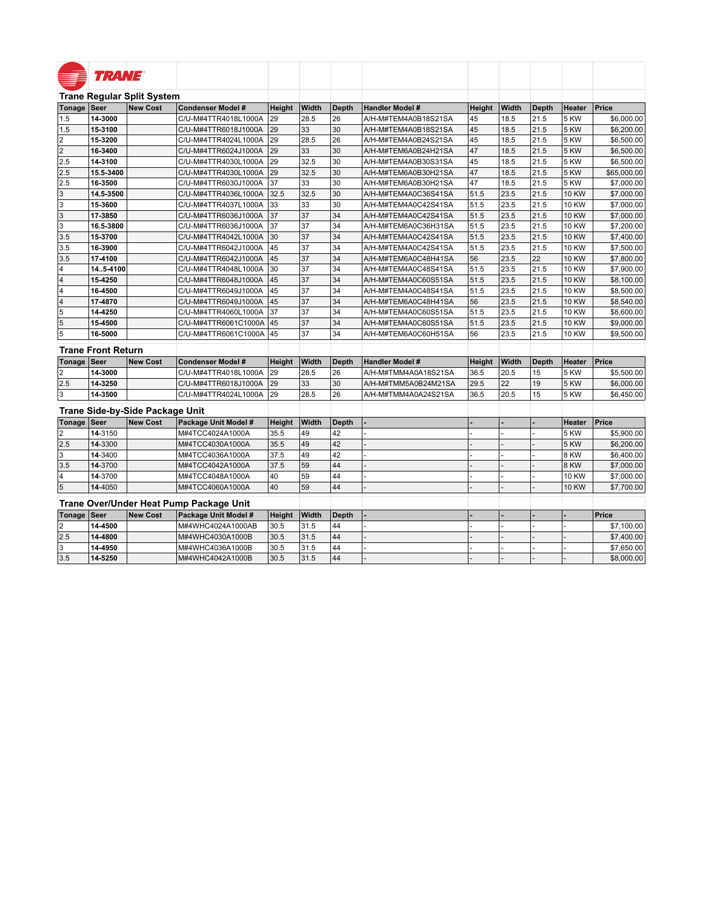TRANE

## Trane Regular Split System

| Tonage | Seer | New Cost | Condenser Model # | Height | Width | Depth | Handler Model # | Height | Width | Depth | Heater | Price |
|---|---|---|---|---|---|---|---|---|---|---|---|---|
| 1.5 | **14-3000** | | C/U-M#4TTR4018L1000A | 29 | 28.5 | 26 | A/H-M#TEM4A0B18S21SA | 45 | 18.5 | 21.5 | 5 KW | $6,000.00 |
| 1.5 | **15-3100** | | C/U-M#4TTR6018J1000A | 29 | 33 | 30 | A/H-M#TEM4A0B18S21SA | 45 | 18.5 | 21.5 | 5 KW | $6,200.00 |
| 2 | **15-3200** | | C/U-M#4TTR4024L1000A | 29 | 28.5 | 26 | A/H-M#TEM4A0B24S21SA | 45 | 18.5 | 21.5 | 5 KW | $6,500.00 |
| 2 | **16-3400** | | C/U-M#4TTR6024J1000A | 29 | 33 | 30 | A/H-M#TEM6A0B24H21SA | 47 | 18.5 | 21.5 | 5 KW | $6,500.00 |
| 2.5 | **14-3100** | | C/U-M#4TTR4030L1000A | 29 | 32.5 | 30 | A/H-M#TEM4A0B30S31SA | 45 | 18.5 | 21.5 | 5 KW | $6,500.00 |
| 2.5 | **15.5-3400** | | C/U-M#4TTR4030L1000A | 29 | 32.5 | 30 | A/H-M#TEM6A0B30H21SA | 47 | 18.5 | 21.5 | 5 KW | $65,000.00 |
| 2.5 | **16-3500** | | C/U-M#4TTR6030J1000A | 37 | 33 | 30 | A/H-M#TEM6A0B30H21SA | 47 | 18.5 | 21.5 | 5 KW | $7,000.00 |
| 3 | **14.5-3500** | | C/U-M#4TTR4036L1000A | 32.5 | 32.5 | 30 | A/H-M#TEM4A0C36S41SA | 51.5 | 23.5 | 21.5 | 10 KW | $7,000.00 |
| 3 | **15-3600** | | C/U-M#4TTR4037L1000A | 33 | 33 | 30 | A/H-M#TEM4A0C42S41SA | 51.5 | 23.5 | 21.5 | 10 KW | $7,000.00 |
| 3 | **17-3850** | | C/U-M#4TTR6036J1000A | 37 | 37 | 34 | A/H-M#TEM4A0C42S41SA | 51.5 | 23.5 | 21.5 | 10 KW | $7,000.00 |
| 3 | **16.5-3800** | | C/U-M#4TTR6036J1000A | 37 | 37 | 34 | A/H-M#TEM6A0C36H31SA | 51.5 | 23.5 | 21.5 | 10 KW | $7,200.00 |
| 3.5 | **15-3700** | | C/U-M#4TTR4042L1000A | 30 | 37 | 34 | A/H-M#TEM4A0C42S41SA | 51.5 | 23.5 | 21.5 | 10 KW | $7,400.00 |
| 3.5 | **16-3900** | | C/U-M#4TTR6042J1000A | 45 | 37 | 34 | A/H-M#TEM4A0C42S41SA | 51.5 | 23.5 | 21.5 | 10 KW | $7,500.00 |
| 3.5 | **17-4100** | | C/U-M#4TTR6042J1000A | 45 | 37 | 34 | A/H-M#TEM6A0C48H41SA | 56 | 23.5 | 22 | 10 KW | $7,800.00 |
| 4 | **14..5-4100** | | C/U-M#4TTR4048L1000A | 30 | 37 | 34 | A/H-M#TEM4A0C48S41SA | 51.5 | 23.5 | 21.5 | 10 KW | $7,900.00 |
| 4 | **15-4250** | | C/U-M#4TTR6048J1000A | 45 | 37 | 34 | A/H-M#TEM4A0C60S51SA | 51.5 | 23.5 | 21.5 | 10 KW | $8,100.00 |
| 4 | **16-4500** | | C/U-M#4TTR6049J1000A | 45 | 37 | 34 | A/H-M#TEM4A0C48S41SA | 51.5 | 23.5 | 21.5 | 10 KW | $8,500.00 |
| 4 | **17-4870** | | C/U-M#4TTR6049J1000A | 45 | 37 | 34 | A/H-M#TEM6A0C48H41SA | 56 | 23.5 | 21.5 | 10 KW | $8,540.00 |
| 5 | **14-4250** | | C/U-M#4TTR4060L1000A | 37 | 37 | 34 | A/H-M#TEM4A0C60S51SA | 51.5 | 23.5 | 21.5 | 10 KW | $8,600.00 |
| 5 | **15-4500** | | C/U-M#4TTR6061C1000A | 45 | 37 | 34 | A/H-M#TEM4A0C60S51SA | 51.5 | 23.5 | 21.5 | 10 KW | $9,000.00 |
| 5 | **16-5000** | | C/U-M#4TTR6061C1000A | 45 | 37 | 34 | A/H-M#TEM6A0C60H51SA | 56 | 23.5 | 21.5 | 10 KW | $9,500.00 |

## Trane Front Return

| Tonage | Seer | New Cost | Condenser Model # | Height | Width | Depth | Handler Model # | Height | Width | Depth | Heater | Price |
|---|---|---|---|---|---|---|---|---|---|---|---|---|
| 2 | **14-3000** | | C/U-M#4TTR4018L1000A | 29 | 28.5 | 26 | A/H-M#TMM4A0A18S21SA | 36.5 | 20.5 | 15 | 5 KW | $5,500.00 |
| 2.5 | **14-3250** | | C/U-M#4TTR6018J1000A | 29 | 33 | 30 | A/H-M#TMM5A0B24M21SA | 29.5 | 22 | 19 | 5 KW | $6,000.00 |
| 3 | **14-3500** | | C/U-M#4TTR4024L1000A | 29 | 28.5 | 26 | A/H-M#TMM4A0A24S21SA | 36.5 | 20.5 | 15 | 5 KW | $6,450.00 |

## Trane Side-by-Side Package Unit

| Tonage | Seer | New Cost | Package Unit Model # | Height | Width | Depth | - | - | - | - | Heater | Price |
|---|---|---|---|---|---|---|---|---|---|---|---|---|
| 2 | **14**-3150 | | M#4TCC4024A1000A | 35.5 | 49 | 42 | - | - | - | - | 5 KW | $5,900.00 |
| 2.5 | **14**-3300 | | M#4TCC4030A1000A | 35.5 | 49 | 42 | - | - | - | - | 5 KW | $6,200.00 |
| 3 | **14**-3400 | | M#4TCC4036A1000A | 37.5 | 49 | 42 | - | - | - | - | 8 KW | $6,400.00 |
| 3.5 | **14**-3700 | | M#4TCC4042A1000A | 37.5 | 59 | 44 | - | - | - | - | 8 KW | $7,000.00 |
| 4 | **14**-3700 | | M#4TCC4048A1000A | 40 | 59 | 44 | - | - | - | - | 10 KW | $7,000.00 |
| 5 | **14**-4050 | | M#4TCC4060A1000A | 40 | 59 | 44 | - | - | - | - | 10 KW | $7,700.00 |

## Trane Over/Under Heat Pump Package Unit

| Tonage | Seer | New Cost | Package Unit Model # | Height | Width | Depth | - | - | - | - | - | Price |
|---|---|---|---|---|---|---|---|---|---|---|---|---|
| 2 | **14-4500** | | M#4WHC4024A1000AB | 30.5 | 31.5 | 44 | - | - | - | - | - | $7,100.00 |
| 2.5 | **14-4800** | | M#4WHC4030A1000B | 30.5 | 31.5 | 44 | - | - | - | - | - | $7,400.00 |
| 3 | **14-4950** | | M#4WHC4036A1000B | 30.5 | 31.5 | 44 | - | - | - | - | - | $7,650.00 |
| 3.5 | **14-5250** | | M#4WHC4042A1000B | 30.5 | 31.5 | 44 | - | - | - | - | - | $8,000.00 |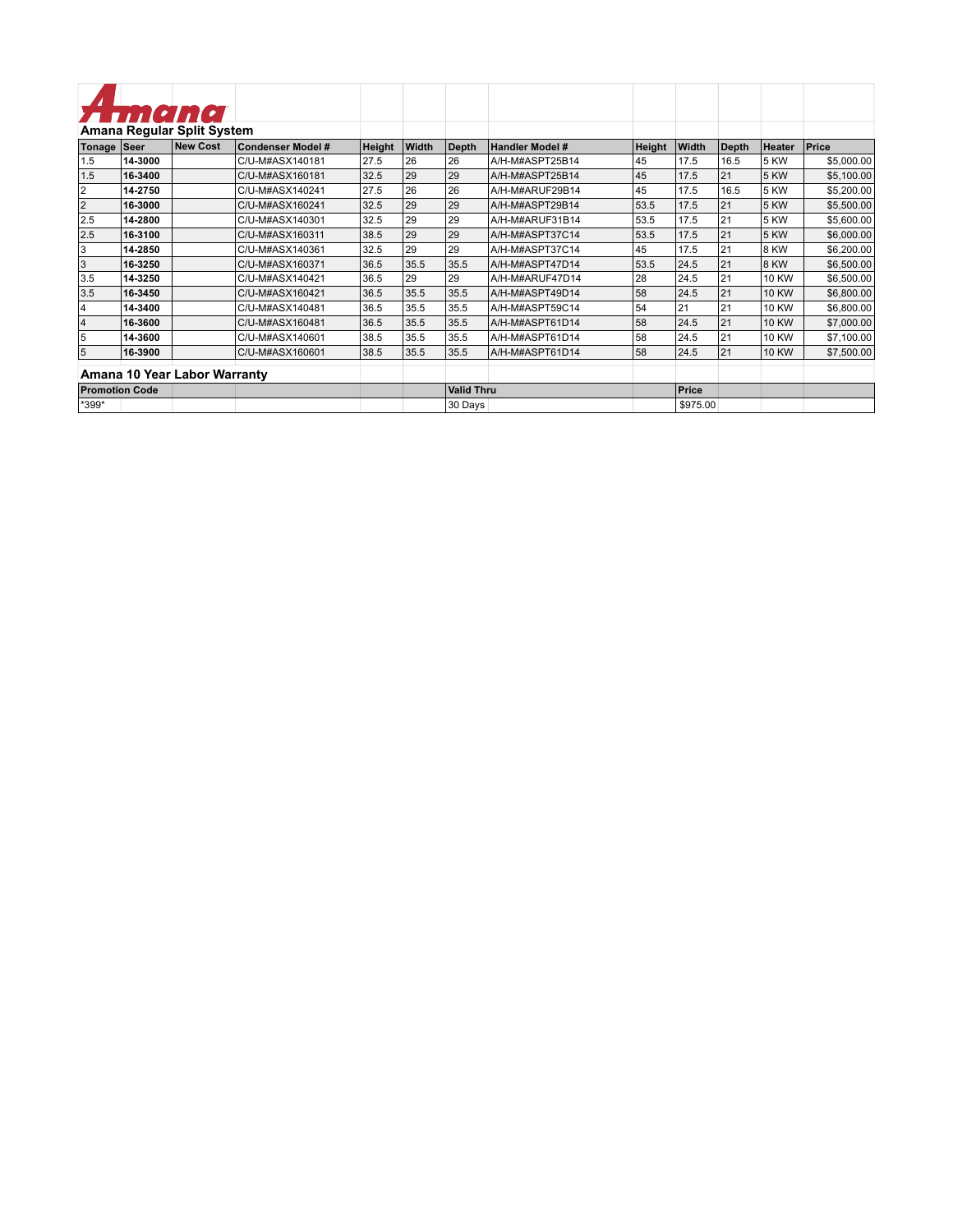Amana

## Amana Regular Split System

| Tonage | Seer | New Cost | Condenser Model # | Height | Width | Depth | Handler Model # | Height | Width | Depth | Heater | Price |
|---|---|---|---|---|---|---|---|---|---|---|---|---|
| 1.5 | **14-3000** | | C/U-M#ASX140181 | 27.5 | 26 | 26 | A/H-M#ASPT25B14 | 45 | 17.5 | 16.5 | 5 KW | $5,000.00 |
| 1.5 | **16-3400** | | C/U-M#ASX160181 | 32.5 | 29 | 29 | A/H-M#ASPT25B14 | 45 | 17.5 | 21 | 5 KW | $5,100.00 |
| 2 | **14-2750** | | C/U-M#ASX140241 | 27.5 | 26 | 26 | A/H-M#ARUF29B14 | 45 | 17.5 | 16.5 | 5 KW | $5,200.00 |
| 2 | **16-3000** | | C/U-M#ASX160241 | 32.5 | 29 | 29 | A/H-M#ASPT29B14 | 53.5 | 17.5 | 21 | 5 KW | $5,500.00 |
| 2.5 | **14-2800** | | C/U-M#ASX140301 | 32.5 | 29 | 29 | A/H-M#ARUF31B14 | 53.5 | 17.5 | 21 | 5 KW | $5,600.00 |
| 2.5 | **16-3100** | | C/U-M#ASX160311 | 38.5 | 29 | 29 | A/H-M#ASPT37C14 | 53.5 | 17.5 | 21 | 5 KW | $6,000.00 |
| 3 | **14-2850** | | C/U-M#ASX140361 | 32.5 | 29 | 29 | A/H-M#ASPT37C14 | 45 | 17.5 | 21 | 8 KW | $6,200.00 |
| 3 | **16-3250** | | C/U-M#ASX160371 | 36.5 | 35.5 | 35.5 | A/H-M#ASPT47D14 | 53.5 | 24.5 | 21 | 8 KW | $6,500.00 |
| 3.5 | **14-3250** | | C/U-M#ASX140421 | 36.5 | 29 | 29 | A/H-M#ARUF47D14 | 28 | 24.5 | 21 | 10 KW | $6,500.00 |
| 3.5 | **16-3450** | | C/U-M#ASX160421 | 36.5 | 35.5 | 35.5 | A/H-M#ASPT49D14 | 58 | 24.5 | 21 | 10 KW | $6,800.00 |
| 4 | **14-3400** | | C/U-M#ASX140481 | 36.5 | 35.5 | 35.5 | A/H-M#ASPT59C14 | 54 | 21 | 21 | 10 KW | $6,800.00 |
| 4 | **16-3600** | | C/U-M#ASX160481 | 36.5 | 35.5 | 35.5 | A/H-M#ASPT61D14 | 58 | 24.5 | 21 | 10 KW | $7,000.00 |
| 5 | **14-3600** | | C/U-M#ASX140601 | 38.5 | 35.5 | 35.5 | A/H-M#ASPT61D14 | 58 | 24.5 | 21 | 10 KW | $7,100.00 |
| 5 | **16-3900** | | C/U-M#ASX160601 | 38.5 | 35.5 | 35.5 | A/H-M#ASPT61D14 | 58 | 24.5 | 21 | 10 KW | $7,500.00 |

## Amana 10 Year Labor Warranty

| Promotion Code | Valid Thru | Price |
|---|---|---|
| *399* | 30 Days | $975.00 |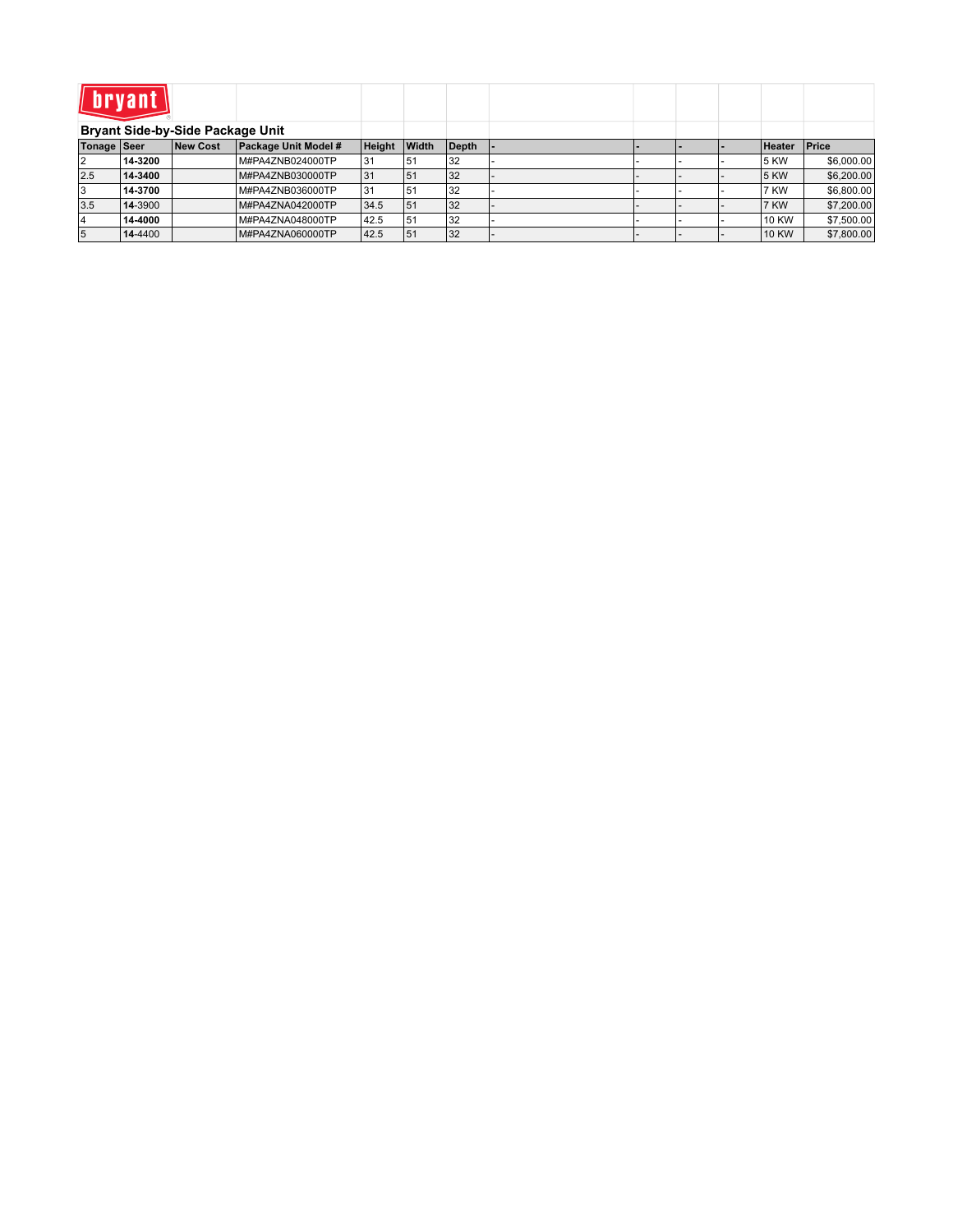bryant

## Bryant Side-by-Side Package Unit

| Tonage | Seer | New Cost | Package Unit Model # | Height | Width | Depth | - | - | - | - | Heater | Price |
|---|---|---|---|---|---|---|---|---|---|---|---|---|
| 2 | **14-3200** | | M#PA4ZNB024000TP | 31 | 51 | 32 | - | - | - | - | 5 KW | $6,000.00 |
| 2.5 | **14-3400** | | M#PA4ZNB030000TP | 31 | 51 | 32 | - | - | - | - | 5 KW | $6,200.00 |
| 3 | **14-3700** | | M#PA4ZNB036000TP | 31 | 51 | 32 | - | - | - | - | 7 KW | $6,800.00 |
| 3.5 | **14**-3900 | | M#PA4ZNA042000TP | 34.5 | 51 | 32 | - | - | - | - | 7 KW | $7,200.00 |
| 4 | **14-4000** | | M#PA4ZNA048000TP | 42.5 | 51 | 32 | - | - | - | - | 10 KW | $7,500.00 |
| 5 | **14**-4400 | | M#PA4ZNA060000TP | 42.5 | 51 | 32 | - | - | - | - | 10 KW | $7,800.00 |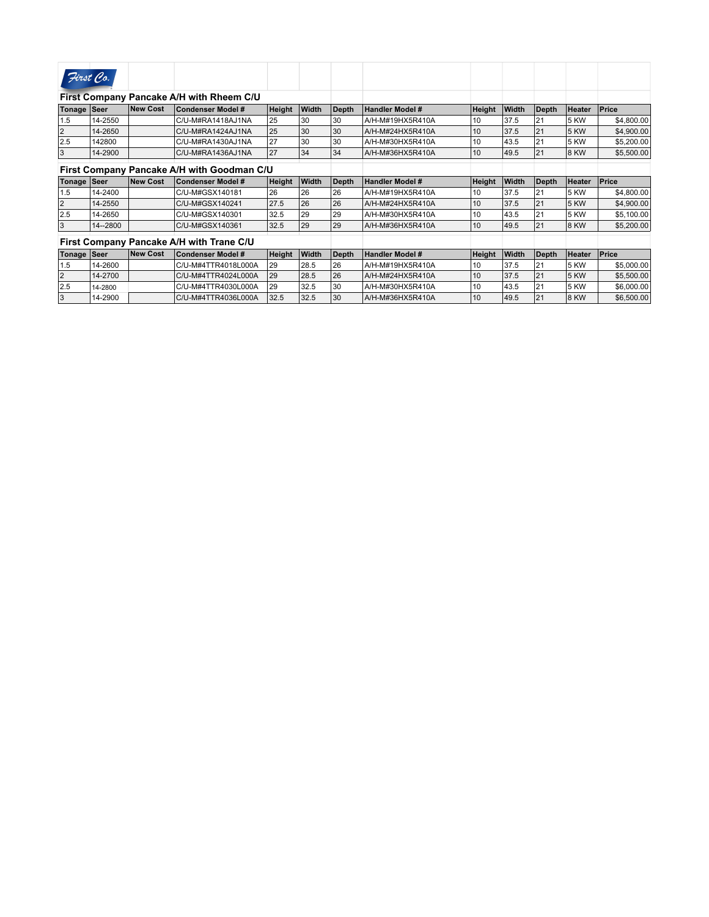First Co.

## First Company Pancake A/H with Rheem C/U

| Tonage | Seer | New Cost | Condenser Model # | Height | Width | Depth | Handler Model # | Height | Width | Depth | Heater | Price |
|---|---|---|---|---|---|---|---|---|---|---|---|---|
| 1.5 | 14-2550 | | C/U-M#RA1418AJ1NA | 25 | 30 | 30 | A/H-M#19HX5R410A | 10 | 37.5 | 21 | 5 KW | $4,800.00 |
| 2 | 14-2650 | | C/U-M#RA1424AJ1NA | 25 | 30 | 30 | A/H-M#24HX5R410A | 10 | 37.5 | 21 | 5 KW | $4,900.00 |
| 2.5 | 142800 | | C/U-M#RA1430AJ1NA | 27 | 30 | 30 | A/H-M#30HX5R410A | 10 | 43.5 | 21 | 5 KW | $5,200.00 |
| 3 | 14-2900 | | C/U-M#RA1436AJ1NA | 27 | 34 | 34 | A/H-M#36HX5R410A | 10 | 49.5 | 21 | 8 KW | $5,500.00 |

## First Company Pancake A/H with Goodman C/U

| Tonage | Seer | New Cost | Condenser Model # | Height | Width | Depth | Handler Model # | Height | Width | Depth | Heater | Price |
|---|---|---|---|---|---|---|---|---|---|---|---|---|
| 1.5 | 14-2400 | | C/U-M#GSX140181 | 26 | 26 | 26 | A/H-M#19HX5R410A | 10 | 37.5 | 21 | 5 KW | $4,800.00 |
| 2 | 14-2550 | | C/U-M#GSX140241 | 27.5 | 26 | 26 | A/H-M#24HX5R410A | 10 | 37.5 | 21 | 5 KW | $4,900.00 |
| 2.5 | 14-2650 | | C/U-M#GSX140301 | 32.5 | 29 | 29 | A/H-M#30HX5R410A | 10 | 43.5 | 21 | 5 KW | $5,100.00 |
| 3 | 14--2800 | | C/U-M#GSX140361 | 32.5 | 29 | 29 | A/H-M#36HX5R410A | 10 | 49.5 | 21 | 8 KW | $5,200.00 |

## First Company Pancake A/H with Trane C/U

| Tonage | Seer | New Cost | Condenser Model # | Height | Width | Depth | Handler Model # | Height | Width | Depth | Heater | Price |
|---|---|---|---|---|---|---|---|---|---|---|---|---|
| 1.5 | 14-2600 | | C/U-M#4TTR4018L000A | 29 | 28.5 | 26 | A/H-M#19HX5R410A | 10 | 37.5 | 21 | 5 KW | $5,000.00 |
| 2 | 14-2700 | | C/U-M#4TTR4024L000A | 29 | 28.5 | 26 | A/H-M#24HX5R410A | 10 | 37.5 | 21 | 5 KW | $5,500.00 |
| 2.5 | 14-2800 | | C/U-M#4TTR4030L000A | 29 | 32.5 | 30 | A/H-M#30HX5R410A | 10 | 43.5 | 21 | 5 KW | $6,000.00 |
| 3 | 14-2900 | | C/U-M#4TTR4036L000A | 32.5 | 32.5 | 30 | A/H-M#36HX5R410A | 10 | 49.5 | 21 | 8 KW | $6,500.00 |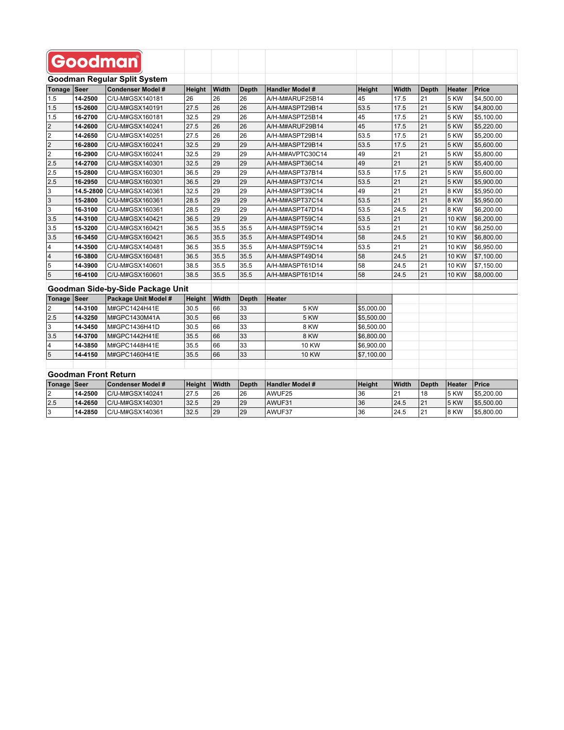# Goodman

## Goodman Regular Split System

| Tonage | Seer | Condenser Model # | Height | Width | Depth | Handler Model # | Height | Width | Depth | Heater | Price |
|---|---|---|---|---|---|---|---|---|---|---|---|
| 1.5 | **14-2500** | C/U-M#GSX140181 | 26 | 26 | 26 | A/H-M#ARUF25B14 | 45 | 17.5 | 21 | 5 KW | $4,500.00 |
| 1.5 | **15-2600** | C/U-M#GSX140191 | 27.5 | 26 | 26 | A/H-M#ASPT29B14 | 53.5 | 17.5 | 21 | 5 KW | $4,800.00 |
| 1.5 | **16-2700** | C/U-M#GSX160181 | 32.5 | 29 | 26 | A/H-M#ASPT25B14 | 45 | 17.5 | 21 | 5 KW | $5,100.00 |
| 2 | **14-2600** | C/U-M#GSX140241 | 27.5 | 26 | 26 | A/H-M#ARUF29B14 | 45 | 17.5 | 21 | 5 KW | $5,220.00 |
| 2 | **14-2650** | C/U-M#GSX140251 | 27.5 | 26 | 26 | A/H-M#ASPT29B14 | 53.5 | 17.5 | 21 | 5 KW | $5,200.00 |
| 2 | **16-2800** | C/U-M#GSX160241 | 32.5 | 29 | 29 | A/H-M#ASPT29B14 | 53.5 | 17.5 | 21 | 5 KW | $5,600.00 |
| 2 | **16-2900** | C/U-M#GSX160241 | 32.5 | 29 | 29 | A/H-M#AVPTC30C14 | 49 | 21 | 21 | 5 KW | $5,800.00 |
| 2.5 | **14-2700** | C/U-M#GSX140301 | 32.5 | 29 | 29 | A/H-M#ASPT36C14 | 49 | 21 | 21 | 5 KW | $5,400.00 |
| 2.5 | **15-2800** | C/U-M#GSX160301 | 36.5 | 29 | 29 | A/H-M#ASPT37B14 | 53.5 | 17.5 | 21 | 5 KW | $5,600.00 |
| 2.5 | **16-2950** | C/U-M#GSX160301 | 36.5 | 29 | 29 | A/H-M#ASPT37C14 | 53.5 | 21 | 21 | 5 KW | $5,900.00 |
| 3 | **14.5-2800** | C/U-M#GSX140361 | 32.5 | 29 | 29 | A/H-M#ASPT39C14 | 49 | 21 | 21 | 8 KW | $5,950.00 |
| 3 | **15-2800** | C/U-M#GSX160361 | 28.5 | 29 | 29 | A/H-M#ASPT37C14 | 53.5 | 21 | 21 | 8 KW | $5,950.00 |
| 3 | **16-3100** | C/U-M#GSX160361 | 28.5 | 29 | 29 | A/H-M#ASPT47D14 | 53.5 | 24.5 | 21 | 8 KW | $6,200.00 |
| 3.5 | **14-3100** | C/U-M#GSX140421 | 36.5 | 29 | 29 | A/H-M#ASPT59C14 | 53.5 | 21 | 21 | 10 KW | $6,200.00 |
| 3.5 | **15-3200** | C/U-M#GSX160421 | 36.5 | 35.5 | 35.5 | A/H-M#ASPT59C14 | 53.5 | 21 | 21 | 10 KW | $6,250.00 |
| 3.5 | **16-3450** | C/U-M#GSX160421 | 36.5 | 35.5 | 35.5 | A/H-M#ASPT49D14 | 58 | 24.5 | 21 | 10 KW | $6,800.00 |
| 4 | **14-3500** | C/U-M#GSX140481 | 36.5 | 35.5 | 35.5 | A/H-M#ASPT59C14 | 53.5 | 21 | 21 | 10 KW | $6,950.00 |
| 4 | **16-3800** | C/U-M#GSX160481 | 36.5 | 35.5 | 35.5 | A/H-M#ASPT49D14 | 58 | 24.5 | 21 | 10 KW | $7,100.00 |
| 5 | **14-3900** | C/U-M#GSX140601 | 38.5 | 35.5 | 35.5 | A/H-M#ASPT61D14 | 58 | 24.5 | 21 | 10 KW | $7,150.00 |
| 5 | **16-4100** | C/U-M#GSX160601 | 38.5 | 35.5 | 35.5 | A/H-M#ASPT61D14 | 58 | 24.5 | 21 | 10 KW | $8,000.00 |

## Goodman Side-by-Side Package Unit

| Tonage | Seer | Package Unit Model # | Height | Width | Depth | Heater | |
|---|---|---|---|---|---|---|---|
| 2 | **14-3100** | M#GPC1424H41E | 30.5 | 66 | 33 | 5 KW | $5,000.00 |
| 2.5 | **14-3250** | M#GPC1430M41A | 30.5 | 66 | 33 | 5 KW | $5,500.00 |
| 3 | **14-3450** | M#GPC1436H41D | 30.5 | 66 | 33 | 8 KW | $6,500.00 |
| 3.5 | **14-3700** | M#GPC1442H41E | 35.5 | 66 | 33 | 8 KW | $6,800.00 |
| 4 | **14-3850** | M#GPC1448H41E | 35.5 | 66 | 33 | 10 KW | $6,900.00 |
| 5 | **14-4150** | M#GPC1460H41E | 35.5 | 66 | 33 | 10 KW | $7,100.00 |

## Goodman Front Return

| Tonage | Seer | Condenser Model # | Height | Width | Depth | Handler Model # | Height | Width | Depth | Heater | Price |
|---|---|---|---|---|---|---|---|---|---|---|---|
| 2 | **14-2500** | C/U-M#GSX140241 | 27.5 | 26 | 26 | AWUF25 | 36 | 21 | 18 | 5 KW | $5,200.00 |
| 2.5 | **14-2650** | C/U-M#GSX140301 | 32.5 | 29 | 29 | AWUF31 | 36 | 24.5 | 21 | 5 KW | $5,500.00 |
| 3 | **14-2850** | C/U-M#GSX140361 | 32.5 | 29 | 29 | AWUF37 | 36 | 24.5 | 21 | 8 KW | $5,800.00 |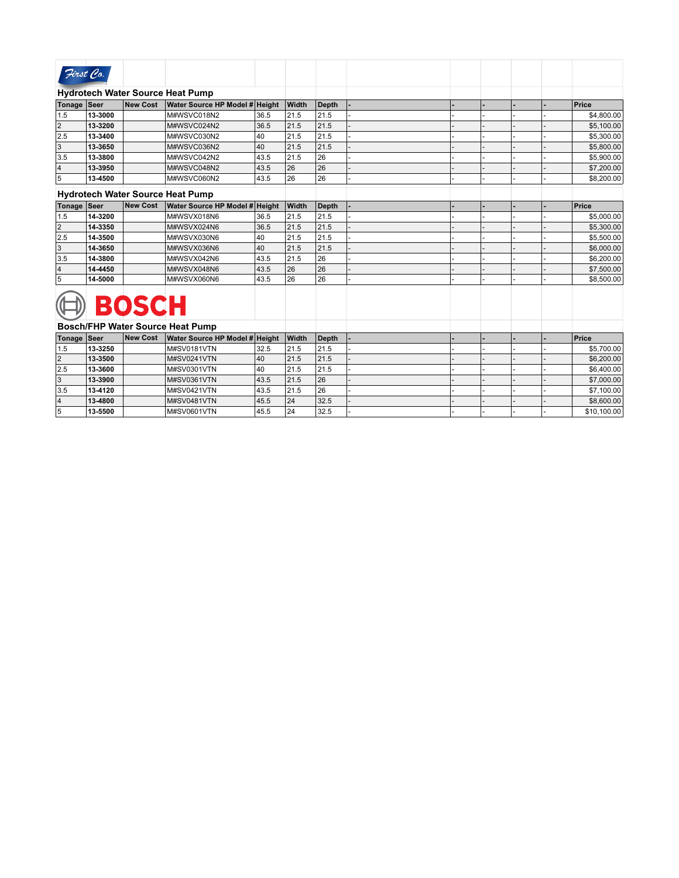First Co.

## Hydrotech Water Source Heat Pump

| Tonage | Seer | New Cost | Water Source HP Model # | Height | Width | Depth | - | - | - | - | - | Price |
|---|---|---|---|---|---|---|---|---|---|---|---|---|
| 1.5 | **13-3000** | | M#WSVC018N2 | 36.5 | 21.5 | 21.5 | - | - | - | - | - | $4,800.00 |
| 2 | **13-3200** | | M#WSVC024N2 | 36.5 | 21.5 | 21.5 | - | - | - | - | - | $5,100.00 |
| 2.5 | **13-3400** | | M#WSVC030N2 | 40 | 21.5 | 21.5 | - | - | - | - | - | $5,300.00 |
| 3 | **13-3650** | | M#WSVC036N2 | 40 | 21.5 | 21.5 | - | - | - | - | - | $5,800.00 |
| 3.5 | **13-3800** | | M#WSVC042N2 | 43.5 | 21.5 | 26 | - | - | - | - | - | $5,900.00 |
| 4 | **13-3950** | | M#WSVC048N2 | 43.5 | 26 | 26 | - | - | - | - | - | $7,200.00 |
| 5 | **13-4500** | | M#WSVC060N2 | 43.5 | 26 | 26 | - | - | - | - | - | $8,200.00 |

## Hydrotech Water Source Heat Pump

| Tonage | Seer | New Cost | Water Source HP Model # | Height | Width | Depth | - | - | - | - | - | Price |
|---|---|---|---|---|---|---|---|---|---|---|---|---|
| 1.5 | **14-3200** | | M#WSVX018N6 | 36.5 | 21.5 | 21.5 | - | - | - | - | - | $5,000.00 |
| 2 | **14-3350** | | M#WSVX024N6 | 36.5 | 21.5 | 21.5 | - | - | - | - | - | $5,300.00 |
| 2.5 | **14-3500** | | M#WSVX030N6 | 40 | 21.5 | 21.5 | - | - | - | - | - | $5,500.00 |
| 3 | **14-3650** | | M#WSVX036N6 | 40 | 21.5 | 21.5 | - | - | - | - | - | $6,000.00 |
| 3.5 | **14-3800** | | M#WSVX042N6 | 43.5 | 21.5 | 26 | - | - | - | - | - | $6,200.00 |
| 4 | **14-4450** | | M#WSVX048N6 | 43.5 | 26 | 26 | - | - | - | - | - | $7,500.00 |
| 5 | **14-5000** | | M#WSVX060N6 | 43.5 | 26 | 26 | - | - | - | - | - | $8,500.00 |

BOSCH

## Bosch/FHP Water Source Heat Pump

| Tonage | Seer | New Cost | Water Source HP Model # | Height | Width | Depth | - | - | - | - | - | Price |
|---|---|---|---|---|---|---|---|---|---|---|---|---|
| 1.5 | **13-3250** | | M#SV0181VTN | 32.5 | 21.5 | 21.5 | - | - | - | - | - | $5,700.00 |
| 2 | **13-3500** | | M#SV0241VTN | 40 | 21.5 | 21.5 | - | - | - | - | - | $6,200.00 |
| 2.5 | **13-3600** | | M#SV0301VTN | 40 | 21.5 | 21.5 | - | - | - | - | - | $6,400.00 |
| 3 | **13-3900** | | M#SV0361VTN | 43.5 | 21.5 | 26 | - | - | - | - | - | $7,000.00 |
| 3.5 | **13-4120** | | M#SV0421VTN | 43.5 | 21.5 | 26 | - | - | - | - | - | $7,100.00 |
| 4 | **13-4800** | | M#SV0481VTN | 45.5 | 24 | 32.5 | - | - | - | - | - | $8,600.00 |
| 5 | **13-5500** | | M#SV0601VTN | 45.5 | 24 | 32.5 | - | - | - | - | - | $10,100.00 |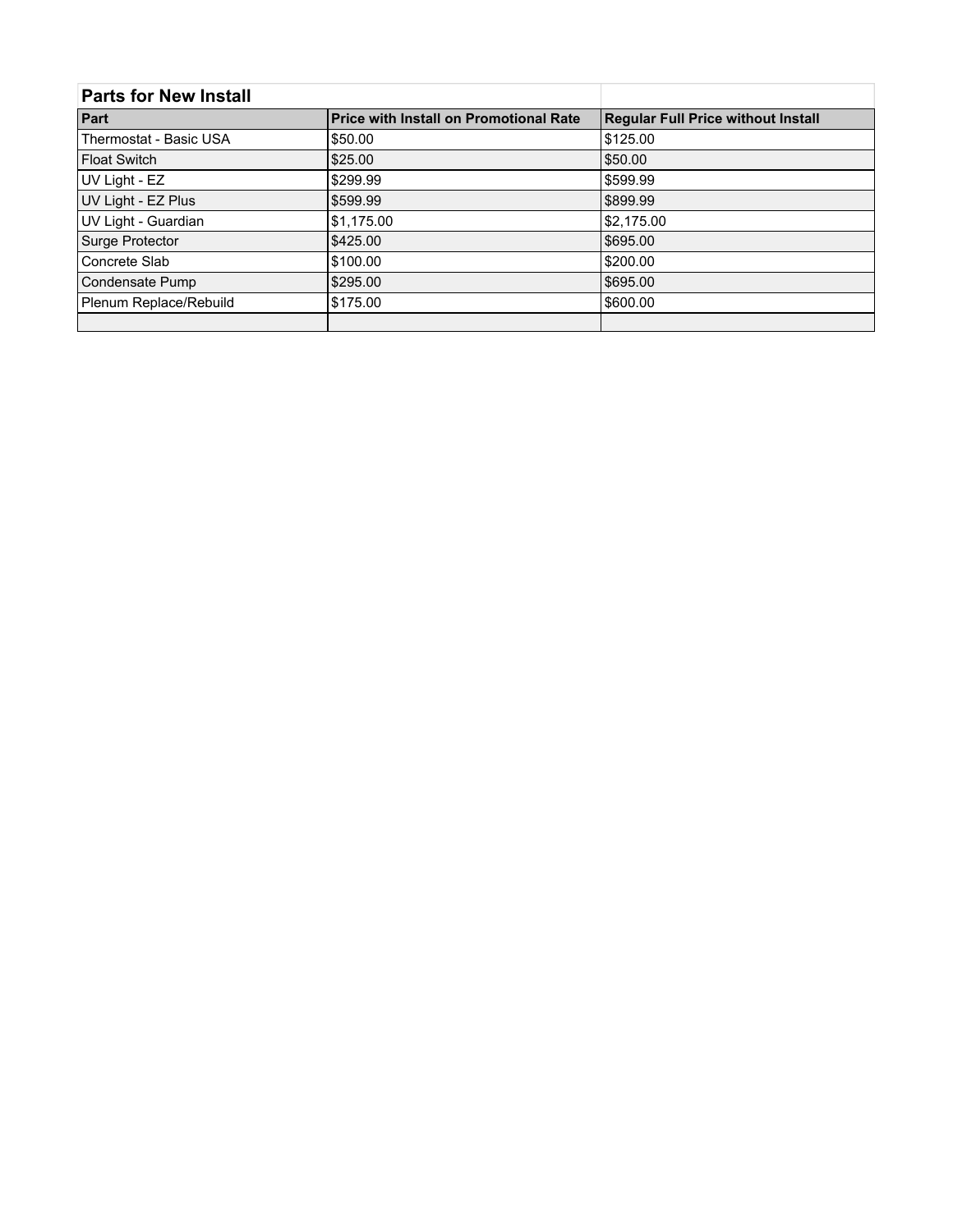## Parts for New Install

| Part | Price with Install on Promotional Rate | Regular Full Price without Install |
|---|---|---|
| Thermostat - Basic USA | $50.00 | $125.00 |
| Float Switch | $25.00 | $50.00 |
| UV Light - EZ | $299.99 | $599.99 |
| UV Light - EZ Plus | $599.99 | $899.99 |
| UV Light - Guardian | $1,175.00 | $2,175.00 |
| Surge Protector | $425.00 | $695.00 |
| Concrete Slab | $100.00 | $200.00 |
| Condensate Pump | $295.00 | $695.00 |
| Plenum Replace/Rebuild | $175.00 | $600.00 |
| | | |